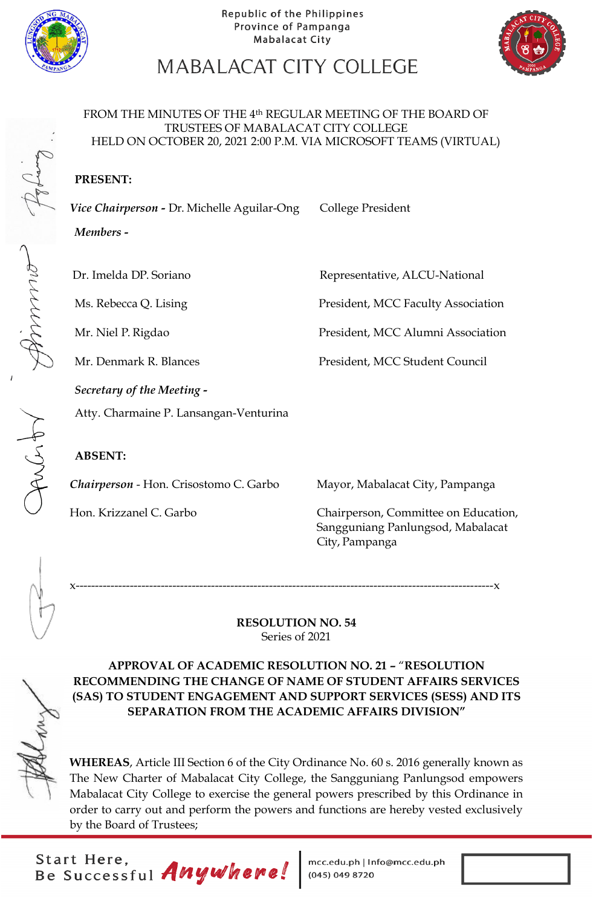Republic of the Philippines
Province of Pampanga
Mabalacat City

# MABALACAT CITY COLLEGE

FROM THE MINUTES OF THE 4th REGULAR MEETING OF THE BOARD OF TRUSTEES OF MABALACAT CITY COLLEGE HELD ON OCTOBER 20, 2021 2:00 P.M. VIA MICROSOFT TEAMS (VIRTUAL)

**PRESENT:**

| | |
|---|---|
| ***Vice Chairperson -*** Dr. Michelle Aguilar-Ong | College President |
| ***Members -*** | |
| Dr. Imelda DP. Soriano | Representative, ALCU-National |
| Ms. Rebecca Q. Lising | President, MCC Faculty Association |
| Mr. Niel P. Rigdao | President, MCC Alumni Association |
| Mr. Denmark R. Blances | President, MCC Student Council |

***Secretary of the Meeting -***

Atty. Charmaine P. Lansangan-Venturina

**ABSENT:**

| | |
|---|---|
| ***Chairperson*** - Hon. Crisostomo C. Garbo | Mayor, Mabalacat City, Pampanga |
| Hon. Krizzanel C. Garbo | Chairperson, Committee on Education, Sangguniang Panlungsod, Mabalacat City, Pampanga |

x-----------------------------------------------------------------------------------------------------------x

**RESOLUTION NO. 54**
Series of 2021

**APPROVAL OF ACADEMIC RESOLUTION NO. 21 – "RESOLUTION RECOMMENDING THE CHANGE OF NAME OF STUDENT AFFAIRS SERVICES (SAS) TO STUDENT ENGAGEMENT AND SUPPORT SERVICES (SESS) AND ITS SEPARATION FROM THE ACADEMIC AFFAIRS DIVISION"**

**WHEREAS**, Article III Section 6 of the City Ordinance No. 60 s. 2016 generally known as The New Charter of Mabalacat City College, the Sangguniang Panlungsod empowers Mabalacat City College to exercise the general powers prescribed by this Ordinance in order to carry out and perform the powers and functions are hereby vested exclusively by the Board of Trustees;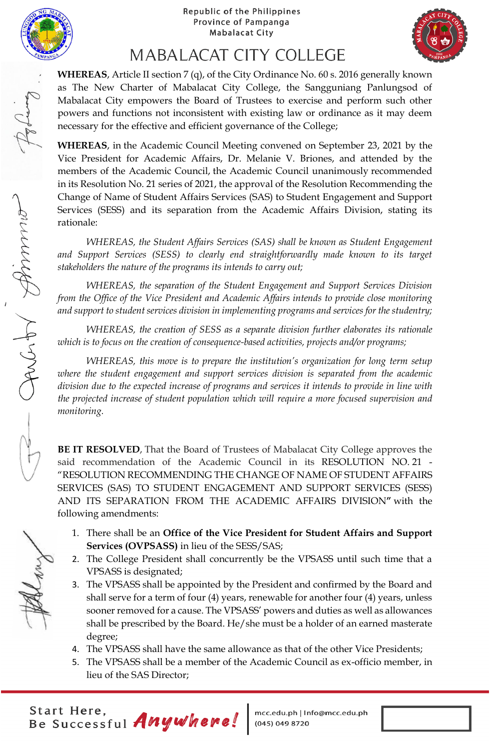Republic of the Philippines
Province of Pampanga
Mabalacat City

# MABALACAT CITY COLLEGE

**WHEREAS**, Article II section 7 (q), of the City Ordinance No. 60 s. 2016 generally known as The New Charter of Mabalacat City College, the Sangguniang Panlungsod of Mabalacat City empowers the Board of Trustees to exercise and perform such other powers and functions not inconsistent with existing law or ordinance as it may deem necessary for the effective and efficient governance of the College;

**WHEREAS**, in the Academic Council Meeting convened on September 23, 2021 by the Vice President for Academic Affairs, Dr. Melanie V. Briones, and attended by the members of the Academic Council, the Academic Council unanimously recommended in its Resolution No. 21 series of 2021, the approval of the Resolution Recommending the Change of Name of Student Affairs Services (SAS) to Student Engagement and Support Services (SESS) and its separation from the Academic Affairs Division, stating its rationale:

*WHEREAS, the Student Affairs Services (SAS) shall be known as Student Engagement and Support Services (SESS) to clearly end straightforwardly made known to its target stakeholders the nature of the programs its intends to carry out;*

*WHEREAS, the separation of the Student Engagement and Support Services Division from the Office of the Vice President and Academic Affairs intends to provide close monitoring and support to student services division in implementing programs and services for the studentry;*

*WHEREAS, the creation of SESS as a separate division further elaborates its rationale which is to focus on the creation of consequence-based activities, projects and/or programs;*

*WHEREAS, this move is to prepare the institution's organization for long term setup where the student engagement and support services division is separated from the academic division due to the expected increase of programs and services it intends to provide in line with the projected increase of student population which will require a more focused supervision and monitoring.*

**BE IT RESOLVED**, That the Board of Trustees of Mabalacat City College approves the said recommendation of the Academic Council in its RESOLUTION NO. 21 - "RESOLUTION RECOMMENDING THE CHANGE OF NAME OF STUDENT AFFAIRS SERVICES (SAS) TO STUDENT ENGAGEMENT AND SUPPORT SERVICES (SESS) AND ITS SEPARATION FROM THE ACADEMIC AFFAIRS DIVISION**"** with the following amendments:

1. There shall be an **Office of the Vice President for Student Affairs and Support Services (OVPSASS)** in lieu of the SESS/SAS;
2. The College President shall concurrently be the VPSASS until such time that a VPSASS is designated;
3. The VPSASS shall be appointed by the President and confirmed by the Board and shall serve for a term of four (4) years, renewable for another four (4) years, unless sooner removed for a cause. The VPSASS' powers and duties as well as allowances shall be prescribed by the Board. He/she must be a holder of an earned masterate degree;
4. The VPSASS shall have the same allowance as that of the other Vice Presidents;
5. The VPSASS shall be a member of the Academic Council as ex-officio member, in lieu of the SAS Director;

Start Here, Be Successful **Anywhere!** | mcc.edu.ph | Info@mcc.edu.ph (045) 049 8720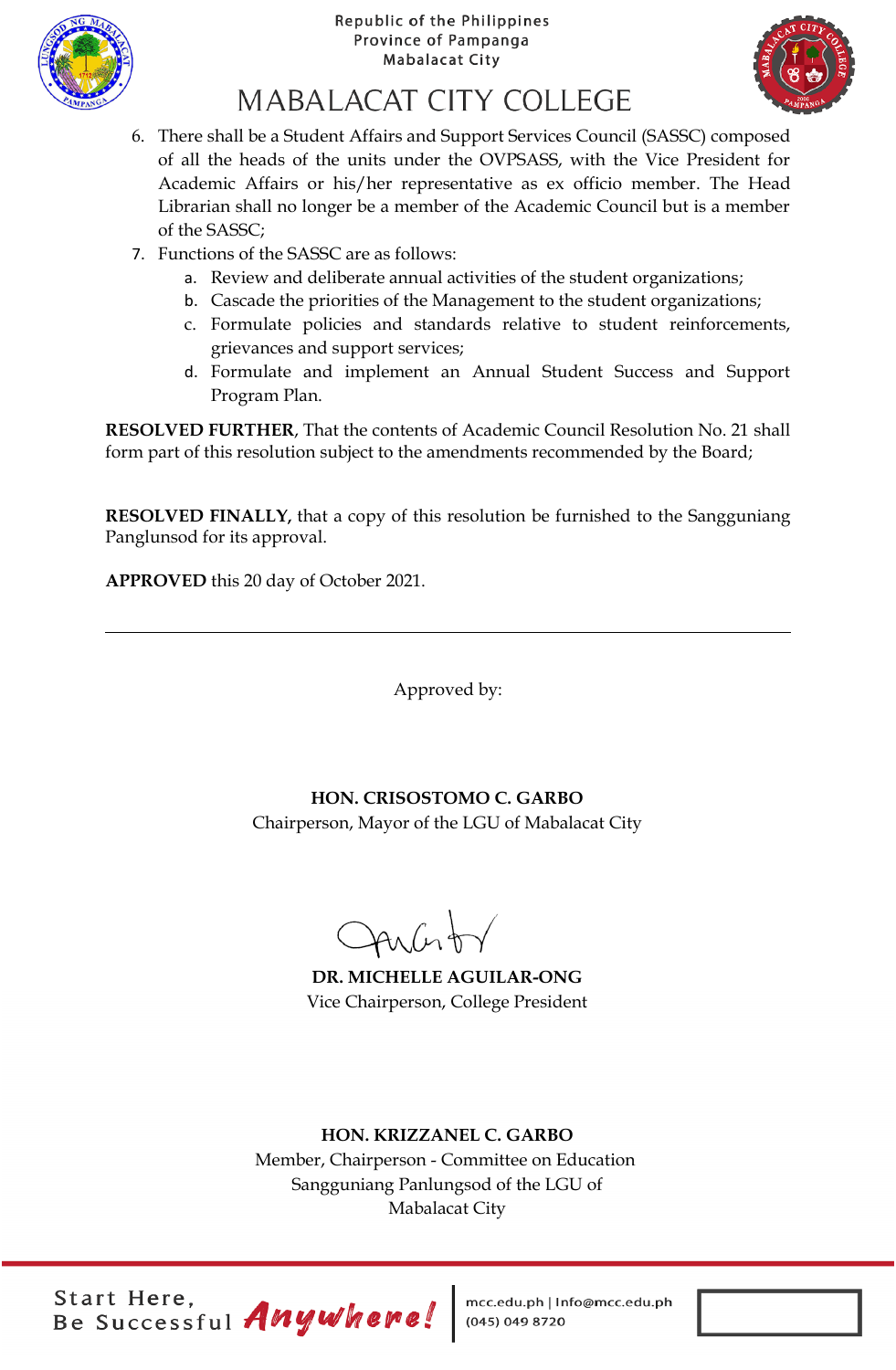6. There shall be a Student Affairs and Support Services Council (SASSC) composed of all the heads of the units under the OVPSASS, with the Vice President for Academic Affairs or his/her representative as ex officio member. The Head Librarian shall no longer be a member of the Academic Council but is a member of the SASSC;
7. Functions of the SASSC are as follows:
   a. Review and deliberate annual activities of the student organizations;
   b. Cascade the priorities of the Management to the student organizations;
   c. Formulate policies and standards relative to student reinforcements, grievances and support services;
   d. Formulate and implement an Annual Student Success and Support Program Plan.

**RESOLVED FURTHER**, That the contents of Academic Council Resolution No. 21 shall form part of this resolution subject to the amendments recommended by the Board;

**RESOLVED FINALLY,** that a copy of this resolution be furnished to the Sangguniang Panglunsod for its approval.

**APPROVED** this 20 day of October 2021.

---

Approved by:

**HON. CRISOSTOMO C. GARBO**
Chairperson, Mayor of the LGU of Mabalacat City

**DR. MICHELLE AGUILAR-ONG**
Vice Chairperson, College President

**HON. KRIZZANEL C. GARBO**
Member, Chairperson - Committee on Education
Sangguniang Panlungsod of the LGU of
Mabalacat City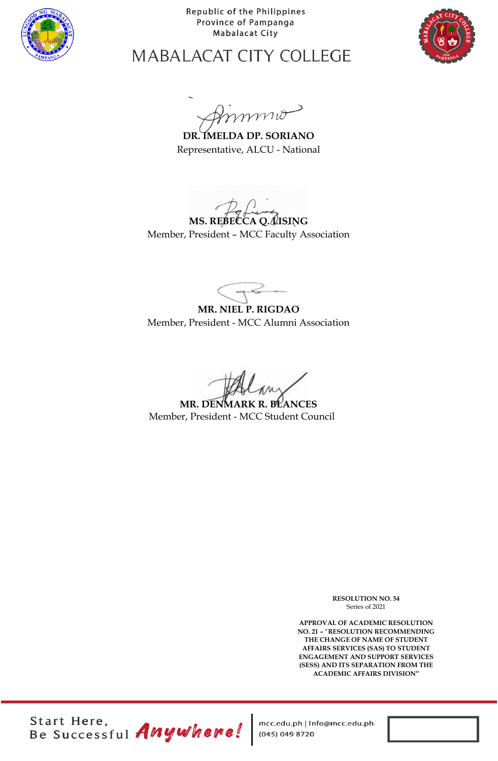**DR. IMELDA DP. SORIANO**
Representative, ALCU - National

**MS. REBECCA Q. LISING**
Member, President – MCC Faculty Association

**MR. NIEL P. RIGDAO**
Member, President - MCC Alumni Association

**MR. DENMARK R. BLANCES**
Member, President - MCC Student Council

**RESOLUTION NO. 54**
Series of 2021

**APPROVAL OF ACADEMIC RESOLUTION NO. 21 – "RESOLUTION RECOMMENDING THE CHANGE OF NAME OF STUDENT AFFAIRS SERVICES (SAS) TO STUDENT ENGAGEMENT AND SUPPORT SERVICES (SESS) AND ITS SEPARATION FROM THE ACADEMIC AFFAIRS DIVISION"**